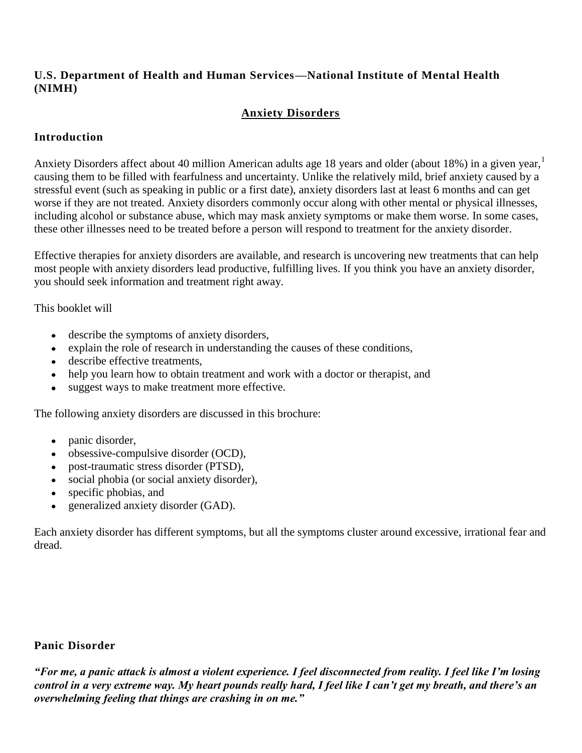**U.S. Department of Health and Human Services—National Institute of Mental Health (NIMH)**

# Anxiety Disorders

## Introduction

Anxiety Disorders affect about 40 million American adults age 18 years and older (about 18%) in a given year,[1] causing them to be filled with fearfulness and uncertainty. Unlike the relatively mild, brief anxiety caused by a stressful event (such as speaking in public or a first date), anxiety disorders last at least 6 months and can get worse if they are not treated. Anxiety disorders commonly occur along with other mental or physical illnesses, including alcohol or substance abuse, which may mask anxiety symptoms or make them worse. In some cases, these other illnesses need to be treated before a person will respond to treatment for the anxiety disorder.

Effective therapies for anxiety disorders are available, and research is uncovering new treatments that can help most people with anxiety disorders lead productive, fulfilling lives. If you think you have an anxiety disorder, you should seek information and treatment right away.

This booklet will

- describe the symptoms of anxiety disorders,
- explain the role of research in understanding the causes of these conditions,
- describe effective treatments,
- help you learn how to obtain treatment and work with a doctor or therapist, and
- suggest ways to make treatment more effective.

The following anxiety disorders are discussed in this brochure:

- panic disorder,
- obsessive-compulsive disorder (OCD),
- post-traumatic stress disorder (PTSD),
- social phobia (or social anxiety disorder),
- specific phobias, and
- generalized anxiety disorder (GAD).

Each anxiety disorder has different symptoms, but all the symptoms cluster around excessive, irrational fear and dread.

## Panic Disorder

***"For me, a panic attack is almost a violent experience. I feel disconnected from reality. I feel like I'm losing control in a very extreme way. My heart pounds really hard, I feel like I can't get my breath, and there's an overwhelming feeling that things are crashing in on me."***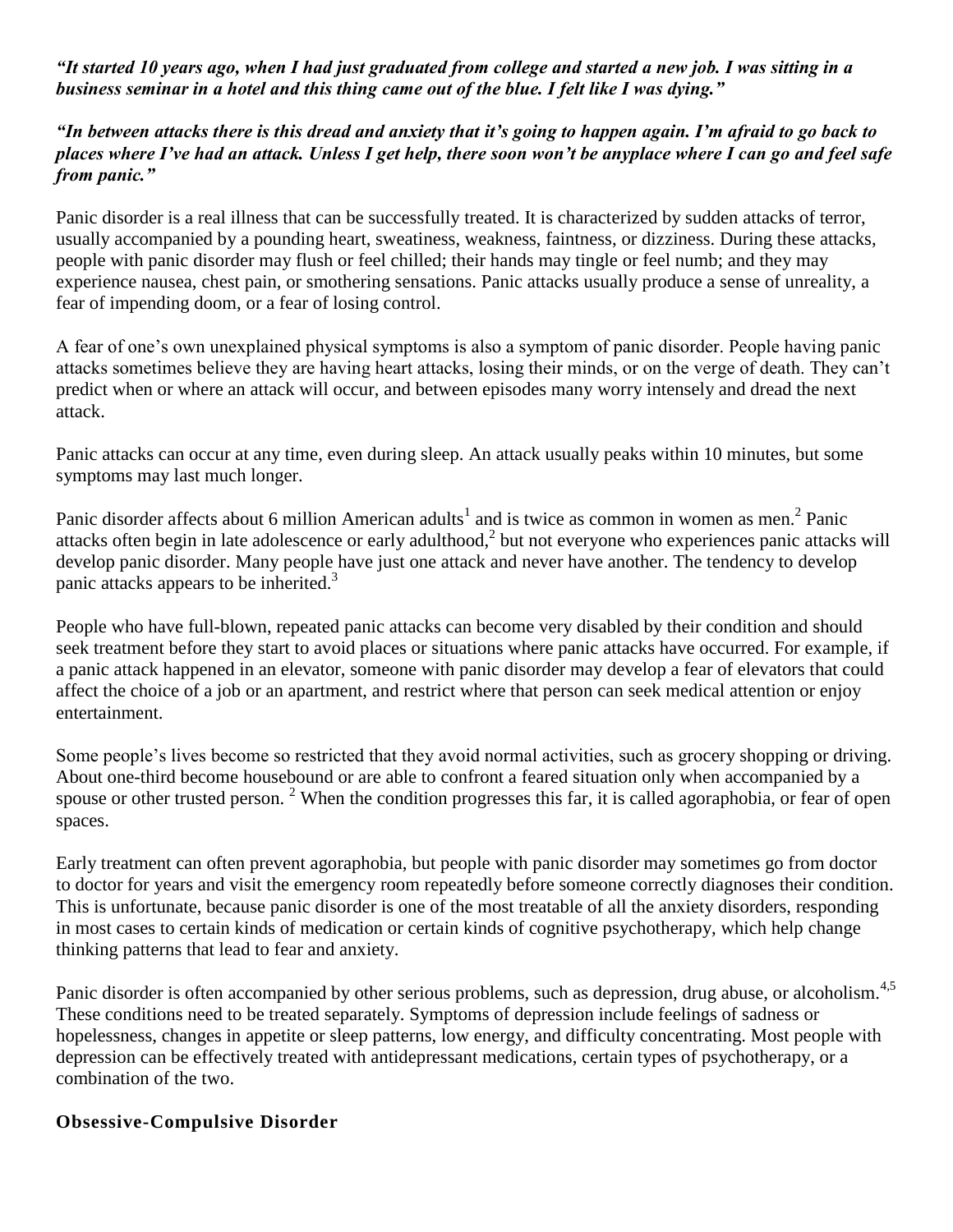***"It started 10 years ago, when I had just graduated from college and started a new job. I was sitting in a business seminar in a hotel and this thing came out of the blue. I felt like I was dying."***

***"In between attacks there is this dread and anxiety that it's going to happen again. I'm afraid to go back to places where I've had an attack. Unless I get help, there soon won't be anyplace where I can go and feel safe from panic."***

Panic disorder is a real illness that can be successfully treated. It is characterized by sudden attacks of terror, usually accompanied by a pounding heart, sweatiness, weakness, faintness, or dizziness. During these attacks, people with panic disorder may flush or feel chilled; their hands may tingle or feel numb; and they may experience nausea, chest pain, or smothering sensations. Panic attacks usually produce a sense of unreality, a fear of impending doom, or a fear of losing control.

A fear of one's own unexplained physical symptoms is also a symptom of panic disorder. People having panic attacks sometimes believe they are having heart attacks, losing their minds, or on the verge of death. They can't predict when or where an attack will occur, and between episodes many worry intensely and dread the next attack.

Panic attacks can occur at any time, even during sleep. An attack usually peaks within 10 minutes, but some symptoms may last much longer.

Panic disorder affects about 6 million American adults[1] and is twice as common in women as men.[2] Panic attacks often begin in late adolescence or early adulthood,[2] but not everyone who experiences panic attacks will develop panic disorder. Many people have just one attack and never have another. The tendency to develop panic attacks appears to be inherited.[3]

People who have full-blown, repeated panic attacks can become very disabled by their condition and should seek treatment before they start to avoid places or situations where panic attacks have occurred. For example, if a panic attack happened in an elevator, someone with panic disorder may develop a fear of elevators that could affect the choice of a job or an apartment, and restrict where that person can seek medical attention or enjoy entertainment.

Some people's lives become so restricted that they avoid normal activities, such as grocery shopping or driving. About one-third become housebound or are able to confront a feared situation only when accompanied by a spouse or other trusted person. [2] When the condition progresses this far, it is called agoraphobia, or fear of open spaces.

Early treatment can often prevent agoraphobia, but people with panic disorder may sometimes go from doctor to doctor for years and visit the emergency room repeatedly before someone correctly diagnoses their condition. This is unfortunate, because panic disorder is one of the most treatable of all the anxiety disorders, responding in most cases to certain kinds of medication or certain kinds of cognitive psychotherapy, which help change thinking patterns that lead to fear and anxiety.

Panic disorder is often accompanied by other serious problems, such as depression, drug abuse, or alcoholism.[4,5] These conditions need to be treated separately. Symptoms of depression include feelings of sadness or hopelessness, changes in appetite or sleep patterns, low energy, and difficulty concentrating. Most people with depression can be effectively treated with antidepressant medications, certain types of psychotherapy, or a combination of the two.

## Obsessive-Compulsive Disorder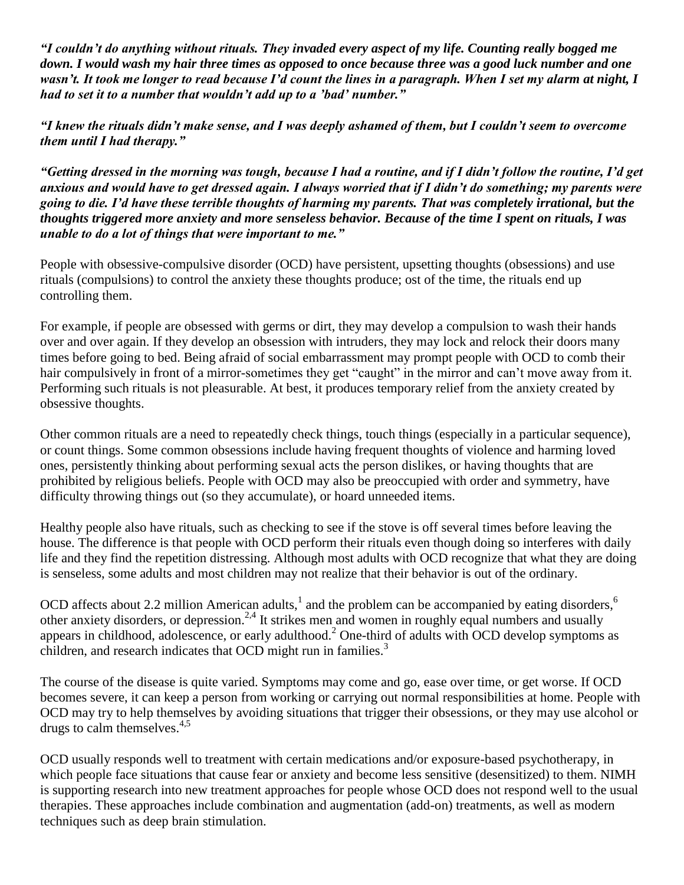***"I couldn't do anything without rituals. They invaded every aspect of my life. Counting really bogged me down. I would wash my hair three times as opposed to once because three was a good luck number and one wasn't. It took me longer to read because I'd count the lines in a paragraph. When I set my alarm at night, I had to set it to a number that wouldn't add up to a 'bad' number."***

***"I knew the rituals didn't make sense, and I was deeply ashamed of them, but I couldn't seem to overcome them until I had therapy."***

***"Getting dressed in the morning was tough, because I had a routine, and if I didn't follow the routine, I'd get anxious and would have to get dressed again. I always worried that if I didn't do something; my parents were going to die. I'd have these terrible thoughts of harming my parents. That was completely irrational, but the thoughts triggered more anxiety and more senseless behavior. Because of the time I spent on rituals, I was unable to do a lot of things that were important to me."***

People with obsessive-compulsive disorder (OCD) have persistent, upsetting thoughts (obsessions) and use rituals (compulsions) to control the anxiety these thoughts produce; ost of the time, the rituals end up controlling them.

For example, if people are obsessed with germs or dirt, they may develop a compulsion to wash their hands over and over again. If they develop an obsession with intruders, they may lock and relock their doors many times before going to bed. Being afraid of social embarrassment may prompt people with OCD to comb their hair compulsively in front of a mirror-sometimes they get "caught" in the mirror and can't move away from it. Performing such rituals is not pleasurable. At best, it produces temporary relief from the anxiety created by obsessive thoughts.

Other common rituals are a need to repeatedly check things, touch things (especially in a particular sequence), or count things. Some common obsessions include having frequent thoughts of violence and harming loved ones, persistently thinking about performing sexual acts the person dislikes, or having thoughts that are prohibited by religious beliefs. People with OCD may also be preoccupied with order and symmetry, have difficulty throwing things out (so they accumulate), or hoard unneeded items.

Healthy people also have rituals, such as checking to see if the stove is off several times before leaving the house. The difference is that people with OCD perform their rituals even though doing so interferes with daily life and they find the repetition distressing. Although most adults with OCD recognize that what they are doing is senseless, some adults and most children may not realize that their behavior is out of the ordinary.

OCD affects about 2.2 million American adults,[1] and the problem can be accompanied by eating disorders,[6] other anxiety disorders, or depression.[2,4] It strikes men and women in roughly equal numbers and usually appears in childhood, adolescence, or early adulthood.[2] One-third of adults with OCD develop symptoms as children, and research indicates that OCD might run in families.[3]

The course of the disease is quite varied. Symptoms may come and go, ease over time, or get worse. If OCD becomes severe, it can keep a person from working or carrying out normal responsibilities at home. People with OCD may try to help themselves by avoiding situations that trigger their obsessions, or they may use alcohol or drugs to calm themselves.[4,5]

OCD usually responds well to treatment with certain medications and/or exposure-based psychotherapy, in which people face situations that cause fear or anxiety and become less sensitive (desensitized) to them. NIMH is supporting research into new treatment approaches for people whose OCD does not respond well to the usual therapies. These approaches include combination and augmentation (add-on) treatments, as well as modern techniques such as deep brain stimulation.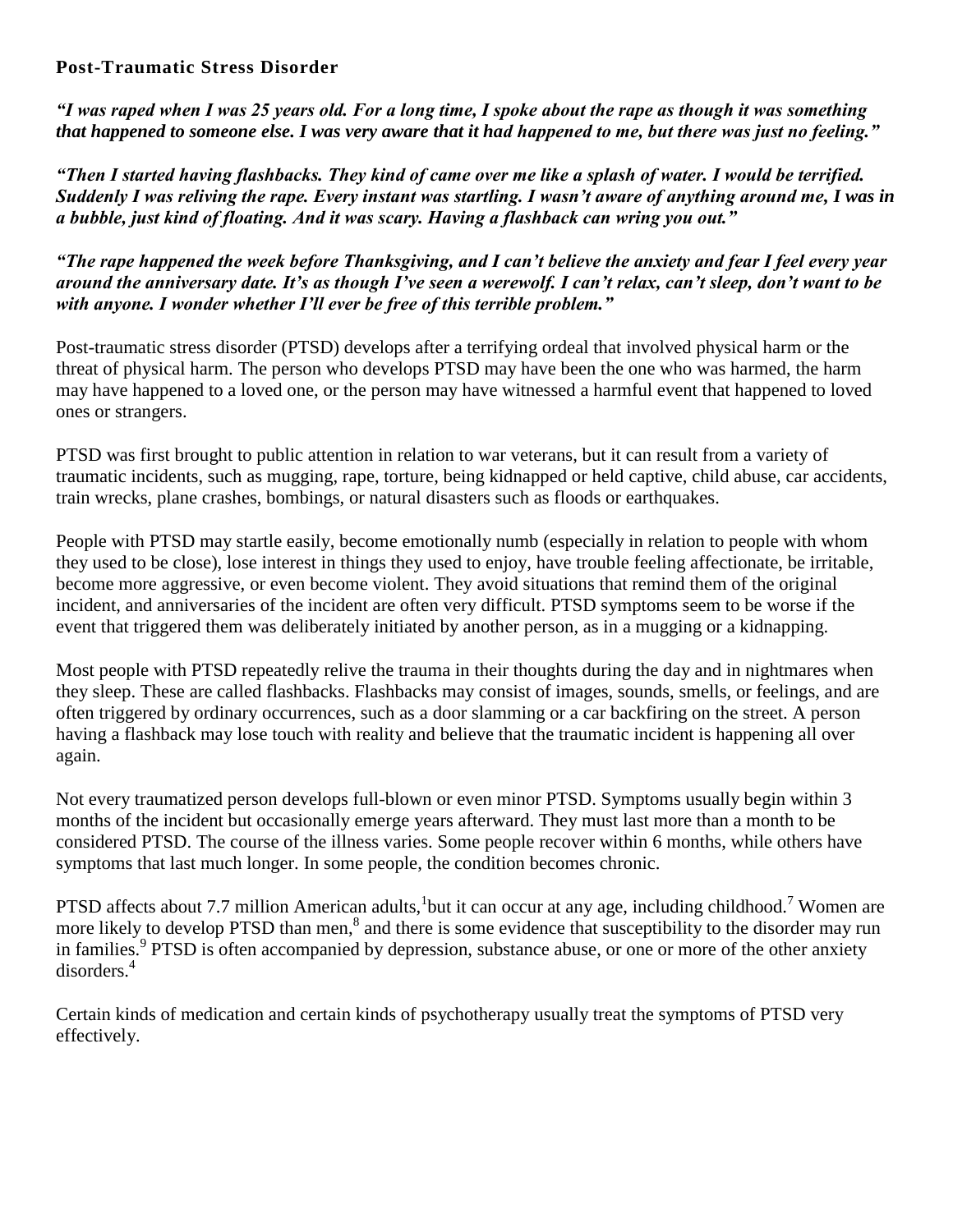## Post-Traumatic Stress Disorder

***"I was raped when I was 25 years old. For a long time, I spoke about the rape as though it was something that happened to someone else. I was very aware that it had happened to me, but there was just no feeling."***

***"Then I started having flashbacks. They kind of came over me like a splash of water. I would be terrified. Suddenly I was reliving the rape. Every instant was startling. I wasn't aware of anything around me, I was in a bubble, just kind of floating. And it was scary. Having a flashback can wring you out."***

***"The rape happened the week before Thanksgiving, and I can't believe the anxiety and fear I feel every year around the anniversary date. It's as though I've seen a werewolf. I can't relax, can't sleep, don't want to be with anyone. I wonder whether I'll ever be free of this terrible problem."***

Post-traumatic stress disorder (PTSD) develops after a terrifying ordeal that involved physical harm or the threat of physical harm. The person who develops PTSD may have been the one who was harmed, the harm may have happened to a loved one, or the person may have witnessed a harmful event that happened to loved ones or strangers.

PTSD was first brought to public attention in relation to war veterans, but it can result from a variety of traumatic incidents, such as mugging, rape, torture, being kidnapped or held captive, child abuse, car accidents, train wrecks, plane crashes, bombings, or natural disasters such as floods or earthquakes.

People with PTSD may startle easily, become emotionally numb (especially in relation to people with whom they used to be close), lose interest in things they used to enjoy, have trouble feeling affectionate, be irritable, become more aggressive, or even become violent. They avoid situations that remind them of the original incident, and anniversaries of the incident are often very difficult. PTSD symptoms seem to be worse if the event that triggered them was deliberately initiated by another person, as in a mugging or a kidnapping.

Most people with PTSD repeatedly relive the trauma in their thoughts during the day and in nightmares when they sleep. These are called flashbacks. Flashbacks may consist of images, sounds, smells, or feelings, and are often triggered by ordinary occurrences, such as a door slamming or a car backfiring on the street. A person having a flashback may lose touch with reality and believe that the traumatic incident is happening all over again.

Not every traumatized person develops full-blown or even minor PTSD. Symptoms usually begin within 3 months of the incident but occasionally emerge years afterward. They must last more than a month to be considered PTSD. The course of the illness varies. Some people recover within 6 months, while others have symptoms that last much longer. In some people, the condition becomes chronic.

PTSD affects about 7.7 million American adults,[1] but it can occur at any age, including childhood.[7] Women are more likely to develop PTSD than men,[8] and there is some evidence that susceptibility to the disorder may run in families.[9] PTSD is often accompanied by depression, substance abuse, or one or more of the other anxiety disorders.[4]

Certain kinds of medication and certain kinds of psychotherapy usually treat the symptoms of PTSD very effectively.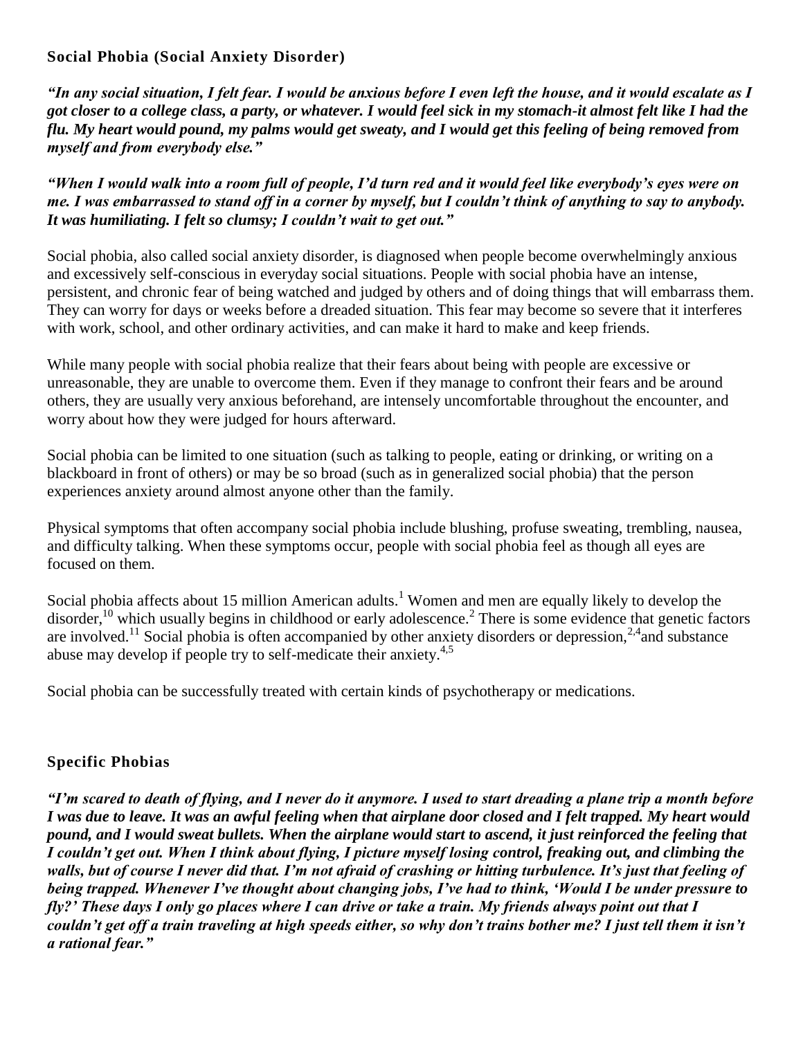### **Social Phobia (Social Anxiety Disorder)**

***"In any social situation, I felt fear. I would be anxious before I even left the house, and it would escalate as I got closer to a college class, a party, or whatever. I would feel sick in my stomach-it almost felt like I had the flu. My heart would pound, my palms would get sweaty, and I would get this feeling of being removed from myself and from everybody else."***

***"When I would walk into a room full of people, I'd turn red and it would feel like everybody's eyes were on me. I was embarrassed to stand off in a corner by myself, but I couldn't think of anything to say to anybody. It was humiliating. I felt so clumsy; I couldn't wait to get out."***

Social phobia, also called social anxiety disorder, is diagnosed when people become overwhelmingly anxious and excessively self-conscious in everyday social situations. People with social phobia have an intense, persistent, and chronic fear of being watched and judged by others and of doing things that will embarrass them. They can worry for days or weeks before a dreaded situation. This fear may become so severe that it interferes with work, school, and other ordinary activities, and can make it hard to make and keep friends.

While many people with social phobia realize that their fears about being with people are excessive or unreasonable, they are unable to overcome them. Even if they manage to confront their fears and be around others, they are usually very anxious beforehand, are intensely uncomfortable throughout the encounter, and worry about how they were judged for hours afterward.

Social phobia can be limited to one situation (such as talking to people, eating or drinking, or writing on a blackboard in front of others) or may be so broad (such as in generalized social phobia) that the person experiences anxiety around almost anyone other than the family.

Physical symptoms that often accompany social phobia include blushing, profuse sweating, trembling, nausea, and difficulty talking. When these symptoms occur, people with social phobia feel as though all eyes are focused on them.

Social phobia affects about 15 million American adults.[1] Women and men are equally likely to develop the disorder,[10] which usually begins in childhood or early adolescence.[2] There is some evidence that genetic factors are involved.[11] Social phobia is often accompanied by other anxiety disorders or depression,[2,4] and substance abuse may develop if people try to self-medicate their anxiety.[4,5]

Social phobia can be successfully treated with certain kinds of psychotherapy or medications.

### **Specific Phobias**

***"I'm scared to death of flying, and I never do it anymore. I used to start dreading a plane trip a month before I was due to leave. It was an awful feeling when that airplane door closed and I felt trapped. My heart would pound, and I would sweat bullets. When the airplane would start to ascend, it just reinforced the feeling that I couldn't get out. When I think about flying, I picture myself losing control, freaking out, and climbing the walls, but of course I never did that. I'm not afraid of crashing or hitting turbulence. It's just that feeling of being trapped. Whenever I've thought about changing jobs, I've had to think, 'Would I be under pressure to fly?' These days I only go places where I can drive or take a train. My friends always point out that I couldn't get off a train traveling at high speeds either, so why don't trains bother me? I just tell them it isn't a rational fear."***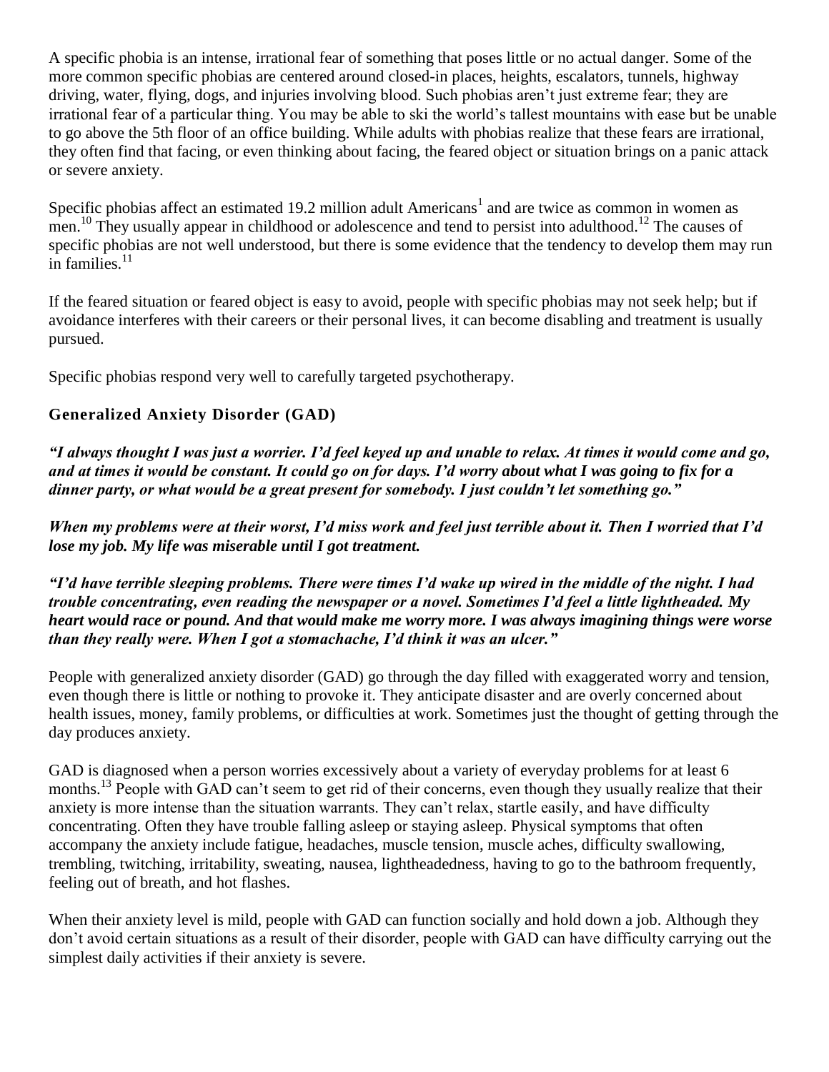A specific phobia is an intense, irrational fear of something that poses little or no actual danger. Some of the more common specific phobias are centered around closed-in places, heights, escalators, tunnels, highway driving, water, flying, dogs, and injuries involving blood. Such phobias aren't just extreme fear; they are irrational fear of a particular thing. You may be able to ski the world's tallest mountains with ease but be unable to go above the 5th floor of an office building. While adults with phobias realize that these fears are irrational, they often find that facing, or even thinking about facing, the feared object or situation brings on a panic attack or severe anxiety.

Specific phobias affect an estimated 19.2 million adult Americans[1] and are twice as common in women as men.[10] They usually appear in childhood or adolescence and tend to persist into adulthood.[12] The causes of specific phobias are not well understood, but there is some evidence that the tendency to develop them may run in families.[11]

If the feared situation or feared object is easy to avoid, people with specific phobias may not seek help; but if avoidance interferes with their careers or their personal lives, it can become disabling and treatment is usually pursued.

Specific phobias respond very well to carefully targeted psychotherapy.

## Generalized Anxiety Disorder (GAD)

***"I always thought I was just a worrier. I'd feel keyed up and unable to relax. At times it would come and go, and at times it would be constant. It could go on for days. I'd worry about what I was going to fix for a dinner party, or what would be a great present for somebody. I just couldn't let something go."***

***When my problems were at their worst, I'd miss work and feel just terrible about it. Then I worried that I'd lose my job. My life was miserable until I got treatment.***

***"I'd have terrible sleeping problems. There were times I'd wake up wired in the middle of the night. I had trouble concentrating, even reading the newspaper or a novel. Sometimes I'd feel a little lightheaded. My heart would race or pound. And that would make me worry more. I was always imagining things were worse than they really were. When I got a stomachache, I'd think it was an ulcer."***

People with generalized anxiety disorder (GAD) go through the day filled with exaggerated worry and tension, even though there is little or nothing to provoke it. They anticipate disaster and are overly concerned about health issues, money, family problems, or difficulties at work. Sometimes just the thought of getting through the day produces anxiety.

GAD is diagnosed when a person worries excessively about a variety of everyday problems for at least 6 months.[13] People with GAD can't seem to get rid of their concerns, even though they usually realize that their anxiety is more intense than the situation warrants. They can't relax, startle easily, and have difficulty concentrating. Often they have trouble falling asleep or staying asleep. Physical symptoms that often accompany the anxiety include fatigue, headaches, muscle tension, muscle aches, difficulty swallowing, trembling, twitching, irritability, sweating, nausea, lightheadedness, having to go to the bathroom frequently, feeling out of breath, and hot flashes.

When their anxiety level is mild, people with GAD can function socially and hold down a job. Although they don't avoid certain situations as a result of their disorder, people with GAD can have difficulty carrying out the simplest daily activities if their anxiety is severe.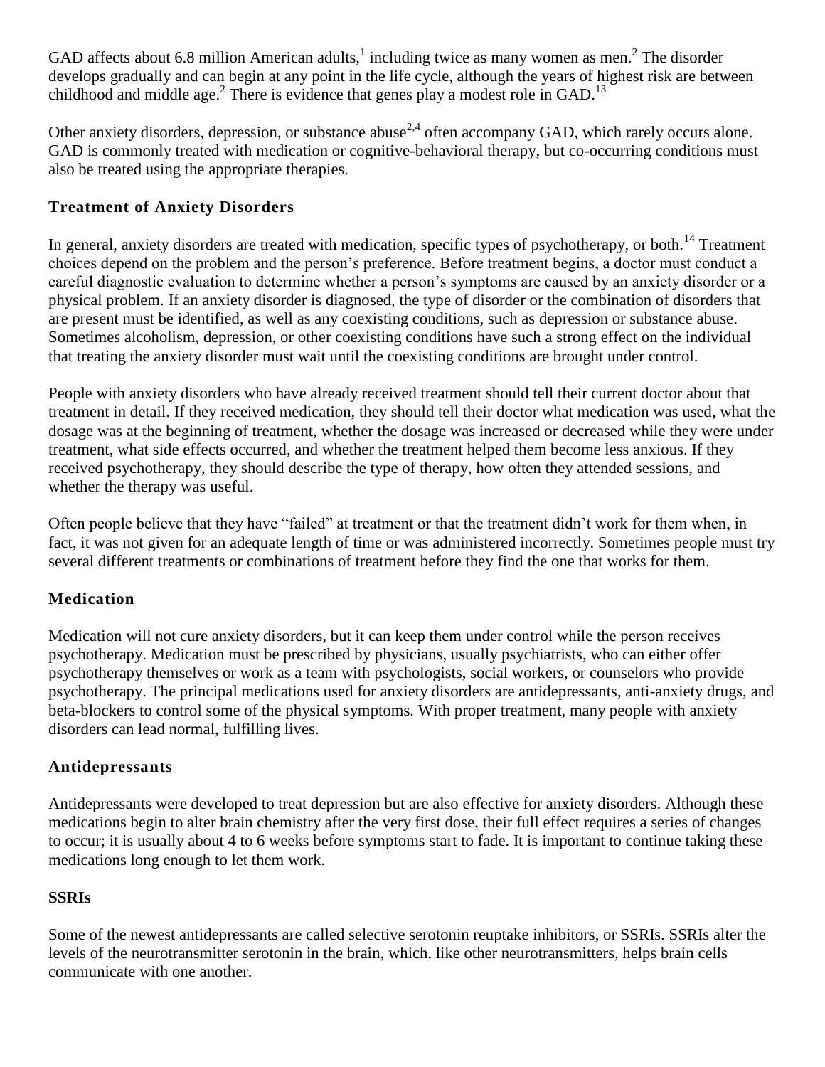GAD affects about 6.8 million American adults,[1] including twice as many women as men.[2] The disorder develops gradually and can begin at any point in the life cycle, although the years of highest risk are between childhood and middle age.[2] There is evidence that genes play a modest role in GAD.[13]

Other anxiety disorders, depression, or substance abuse[2,4] often accompany GAD, which rarely occurs alone. GAD is commonly treated with medication or cognitive-behavioral therapy, but co-occurring conditions must also be treated using the appropriate therapies.

## Treatment of Anxiety Disorders

In general, anxiety disorders are treated with medication, specific types of psychotherapy, or both.[14] Treatment choices depend on the problem and the person's preference. Before treatment begins, a doctor must conduct a careful diagnostic evaluation to determine whether a person's symptoms are caused by an anxiety disorder or a physical problem. If an anxiety disorder is diagnosed, the type of disorder or the combination of disorders that are present must be identified, as well as any coexisting conditions, such as depression or substance abuse. Sometimes alcoholism, depression, or other coexisting conditions have such a strong effect on the individual that treating the anxiety disorder must wait until the coexisting conditions are brought under control.

People with anxiety disorders who have already received treatment should tell their current doctor about that treatment in detail. If they received medication, they should tell their doctor what medication was used, what the dosage was at the beginning of treatment, whether the dosage was increased or decreased while they were under treatment, what side effects occurred, and whether the treatment helped them become less anxious. If they received psychotherapy, they should describe the type of therapy, how often they attended sessions, and whether the therapy was useful.

Often people believe that they have "failed" at treatment or that the treatment didn't work for them when, in fact, it was not given for an adequate length of time or was administered incorrectly. Sometimes people must try several different treatments or combinations of treatment before they find the one that works for them.

## Medication

Medication will not cure anxiety disorders, but it can keep them under control while the person receives psychotherapy. Medication must be prescribed by physicians, usually psychiatrists, who can either offer psychotherapy themselves or work as a team with psychologists, social workers, or counselors who provide psychotherapy. The principal medications used for anxiety disorders are antidepressants, anti-anxiety drugs, and beta-blockers to control some of the physical symptoms. With proper treatment, many people with anxiety disorders can lead normal, fulfilling lives.

## Antidepressants

Antidepressants were developed to treat depression but are also effective for anxiety disorders. Although these medications begin to alter brain chemistry after the very first dose, their full effect requires a series of changes to occur; it is usually about 4 to 6 weeks before symptoms start to fade. It is important to continue taking these medications long enough to let them work.

### SSRIs

Some of the newest antidepressants are called selective serotonin reuptake inhibitors, or SSRIs. SSRIs alter the levels of the neurotransmitter serotonin in the brain, which, like other neurotransmitters, helps brain cells communicate with one another.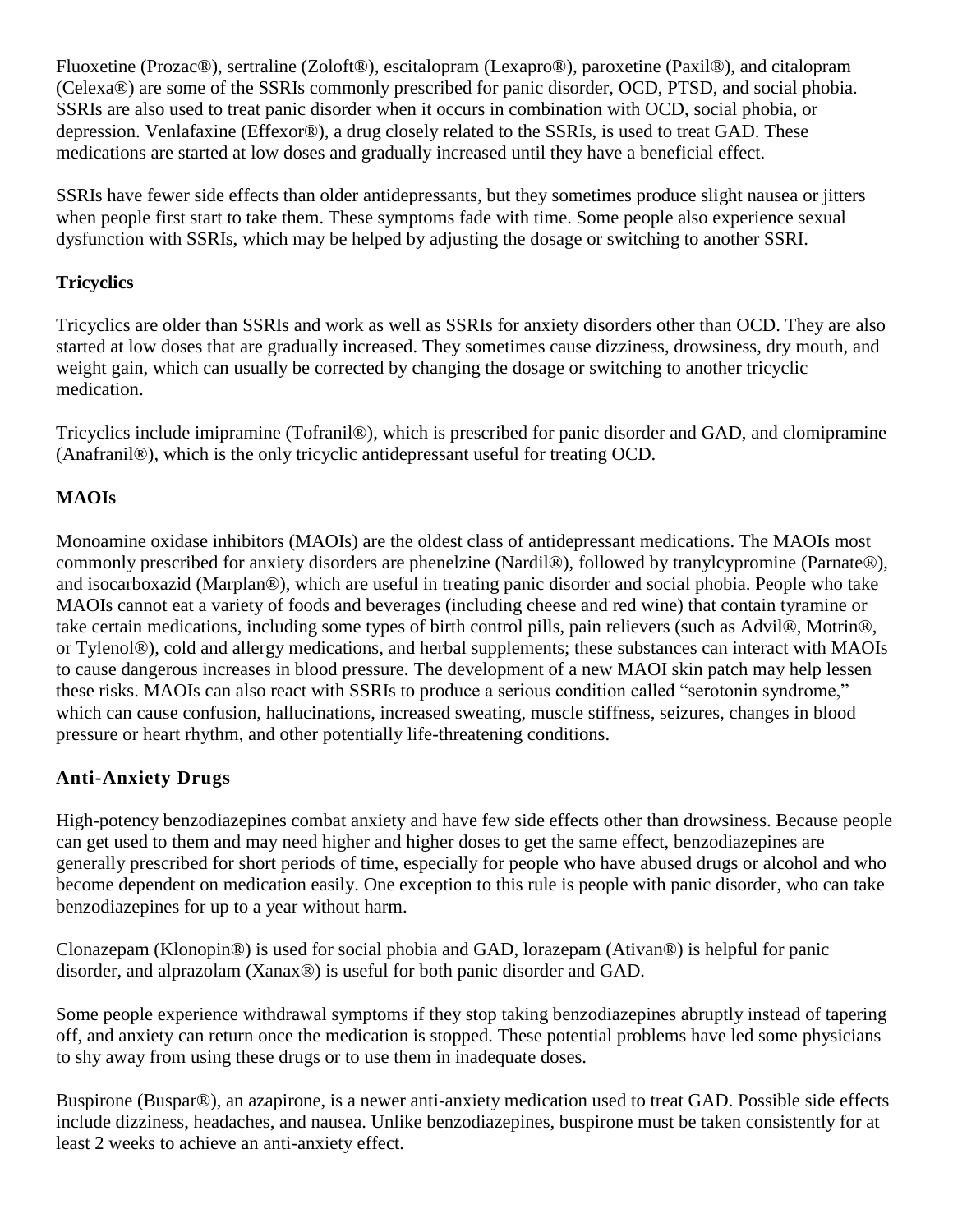Fluoxetine (Prozac®), sertraline (Zoloft®), escitalopram (Lexapro®), paroxetine (Paxil®), and citalopram (Celexa®) are some of the SSRIs commonly prescribed for panic disorder, OCD, PTSD, and social phobia. SSRIs are also used to treat panic disorder when it occurs in combination with OCD, social phobia, or depression. Venlafaxine (Effexor®), a drug closely related to the SSRIs, is used to treat GAD. These medications are started at low doses and gradually increased until they have a beneficial effect.

SSRIs have fewer side effects than older antidepressants, but they sometimes produce slight nausea or jitters when people first start to take them. These symptoms fade with time. Some people also experience sexual dysfunction with SSRIs, which may be helped by adjusting the dosage or switching to another SSRI.

### Tricyclics

Tricyclics are older than SSRIs and work as well as SSRIs for anxiety disorders other than OCD. They are also started at low doses that are gradually increased. They sometimes cause dizziness, drowsiness, dry mouth, and weight gain, which can usually be corrected by changing the dosage or switching to another tricyclic medication.

Tricyclics include imipramine (Tofranil®), which is prescribed for panic disorder and GAD, and clomipramine (Anafranil®), which is the only tricyclic antidepressant useful for treating OCD.

### MAOIs

Monoamine oxidase inhibitors (MAOIs) are the oldest class of antidepressant medications. The MAOIs most commonly prescribed for anxiety disorders are phenelzine (Nardil®), followed by tranylcypromine (Parnate®), and isocarboxazid (Marplan®), which are useful in treating panic disorder and social phobia. People who take MAOIs cannot eat a variety of foods and beverages (including cheese and red wine) that contain tyramine or take certain medications, including some types of birth control pills, pain relievers (such as Advil®, Motrin®, or Tylenol®), cold and allergy medications, and herbal supplements; these substances can interact with MAOIs to cause dangerous increases in blood pressure. The development of a new MAOI skin patch may help lessen these risks. MAOIs can also react with SSRIs to produce a serious condition called "serotonin syndrome," which can cause confusion, hallucinations, increased sweating, muscle stiffness, seizures, changes in blood pressure or heart rhythm, and other potentially life-threatening conditions.

### Anti-Anxiety Drugs

High-potency benzodiazepines combat anxiety and have few side effects other than drowsiness. Because people can get used to them and may need higher and higher doses to get the same effect, benzodiazepines are generally prescribed for short periods of time, especially for people who have abused drugs or alcohol and who become dependent on medication easily. One exception to this rule is people with panic disorder, who can take benzodiazepines for up to a year without harm.

Clonazepam (Klonopin®) is used for social phobia and GAD, lorazepam (Ativan®) is helpful for panic disorder, and alprazolam (Xanax®) is useful for both panic disorder and GAD.

Some people experience withdrawal symptoms if they stop taking benzodiazepines abruptly instead of tapering off, and anxiety can return once the medication is stopped. These potential problems have led some physicians to shy away from using these drugs or to use them in inadequate doses.

Buspirone (Buspar®), an azapirone, is a newer anti-anxiety medication used to treat GAD. Possible side effects include dizziness, headaches, and nausea. Unlike benzodiazepines, buspirone must be taken consistently for at least 2 weeks to achieve an anti-anxiety effect.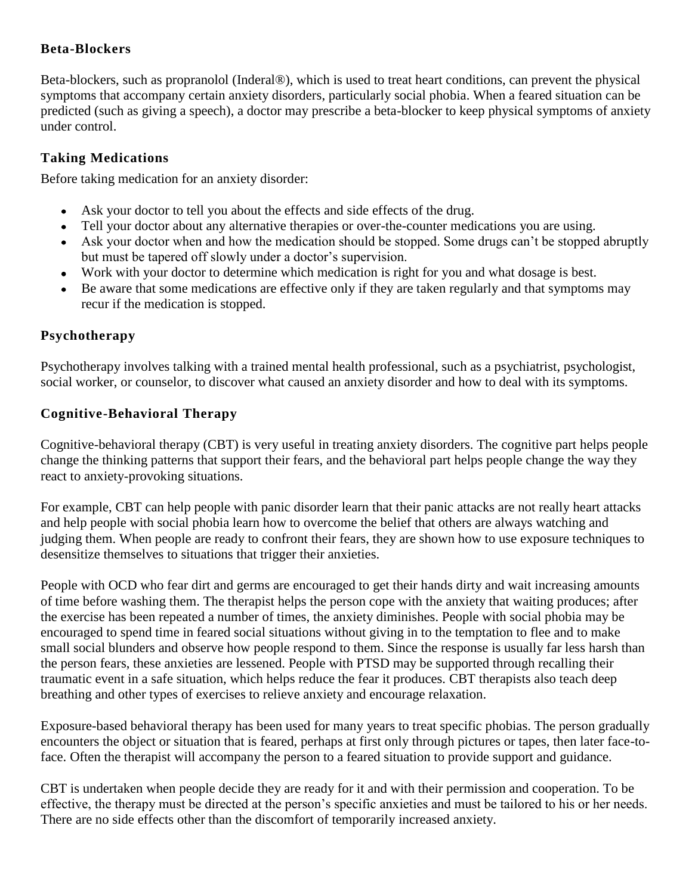### Beta-Blockers

Beta-blockers, such as propranolol (Inderal®), which is used to treat heart conditions, can prevent the physical symptoms that accompany certain anxiety disorders, particularly social phobia. When a feared situation can be predicted (such as giving a speech), a doctor may prescribe a beta-blocker to keep physical symptoms of anxiety under control.

### Taking Medications

Before taking medication for an anxiety disorder:

- Ask your doctor to tell you about the effects and side effects of the drug.
- Tell your doctor about any alternative therapies or over-the-counter medications you are using.
- Ask your doctor when and how the medication should be stopped. Some drugs can't be stopped abruptly but must be tapered off slowly under a doctor's supervision.
- Work with your doctor to determine which medication is right for you and what dosage is best.
- Be aware that some medications are effective only if they are taken regularly and that symptoms may recur if the medication is stopped.

### Psychotherapy

Psychotherapy involves talking with a trained mental health professional, such as a psychiatrist, psychologist, social worker, or counselor, to discover what caused an anxiety disorder and how to deal with its symptoms.

### Cognitive-Behavioral Therapy

Cognitive-behavioral therapy (CBT) is very useful in treating anxiety disorders. The cognitive part helps people change the thinking patterns that support their fears, and the behavioral part helps people change the way they react to anxiety-provoking situations.

For example, CBT can help people with panic disorder learn that their panic attacks are not really heart attacks and help people with social phobia learn how to overcome the belief that others are always watching and judging them. When people are ready to confront their fears, they are shown how to use exposure techniques to desensitize themselves to situations that trigger their anxieties.

People with OCD who fear dirt and germs are encouraged to get their hands dirty and wait increasing amounts of time before washing them. The therapist helps the person cope with the anxiety that waiting produces; after the exercise has been repeated a number of times, the anxiety diminishes. People with social phobia may be encouraged to spend time in feared social situations without giving in to the temptation to flee and to make small social blunders and observe how people respond to them. Since the response is usually far less harsh than the person fears, these anxieties are lessened. People with PTSD may be supported through recalling their traumatic event in a safe situation, which helps reduce the fear it produces. CBT therapists also teach deep breathing and other types of exercises to relieve anxiety and encourage relaxation.

Exposure-based behavioral therapy has been used for many years to treat specific phobias. The person gradually encounters the object or situation that is feared, perhaps at first only through pictures or tapes, then later face-to-face. Often the therapist will accompany the person to a feared situation to provide support and guidance.

CBT is undertaken when people decide they are ready for it and with their permission and cooperation. To be effective, the therapy must be directed at the person's specific anxieties and must be tailored to his or her needs. There are no side effects other than the discomfort of temporarily increased anxiety.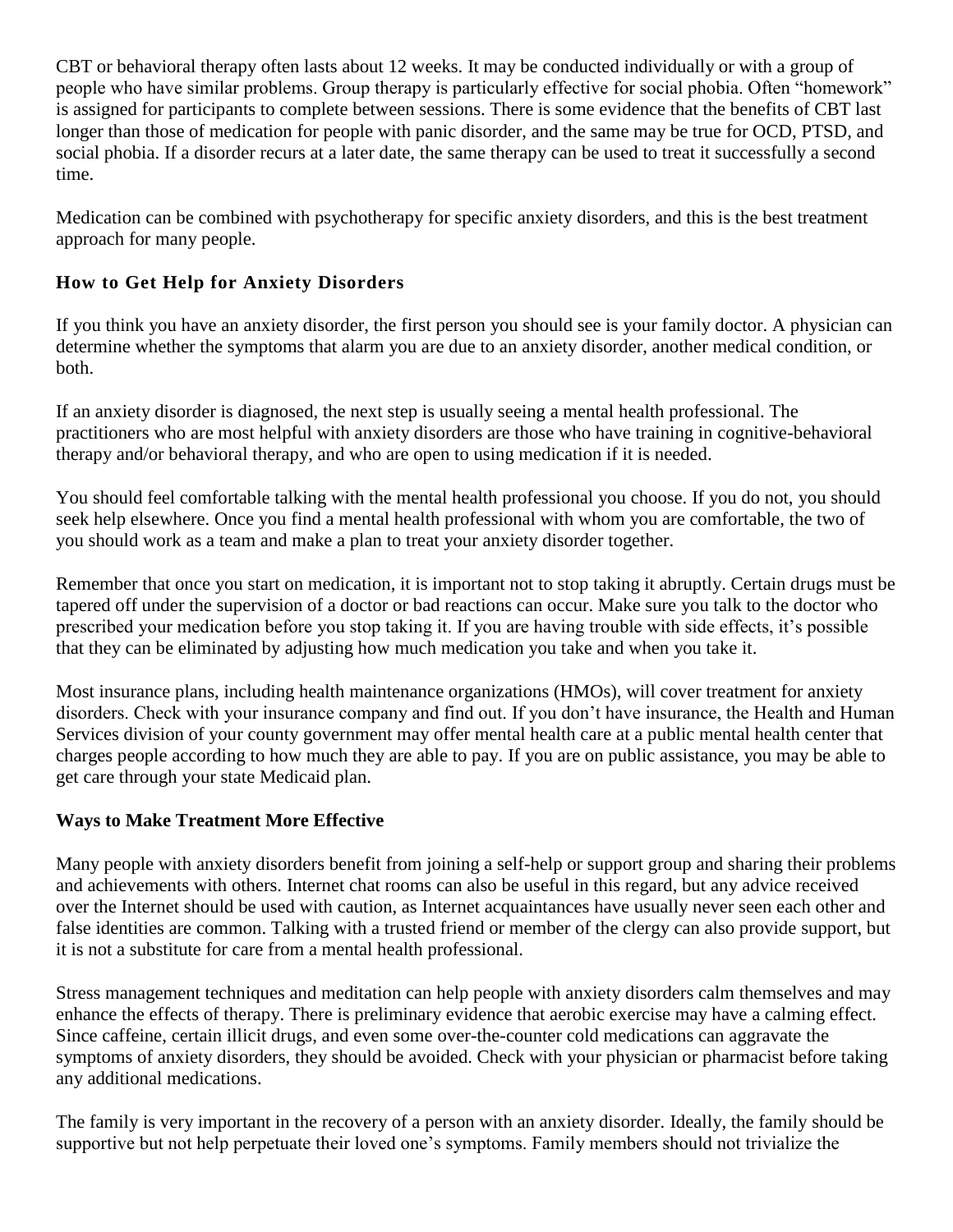CBT or behavioral therapy often lasts about 12 weeks. It may be conducted individually or with a group of people who have similar problems. Group therapy is particularly effective for social phobia. Often "homework" is assigned for participants to complete between sessions. There is some evidence that the benefits of CBT last longer than those of medication for people with panic disorder, and the same may be true for OCD, PTSD, and social phobia. If a disorder recurs at a later date, the same therapy can be used to treat it successfully a second time.

Medication can be combined with psychotherapy for specific anxiety disorders, and this is the best treatment approach for many people.

### How to Get Help for Anxiety Disorders

If you think you have an anxiety disorder, the first person you should see is your family doctor. A physician can determine whether the symptoms that alarm you are due to an anxiety disorder, another medical condition, or both.

If an anxiety disorder is diagnosed, the next step is usually seeing a mental health professional. The practitioners who are most helpful with anxiety disorders are those who have training in cognitive-behavioral therapy and/or behavioral therapy, and who are open to using medication if it is needed.

You should feel comfortable talking with the mental health professional you choose. If you do not, you should seek help elsewhere. Once you find a mental health professional with whom you are comfortable, the two of you should work as a team and make a plan to treat your anxiety disorder together.

Remember that once you start on medication, it is important not to stop taking it abruptly. Certain drugs must be tapered off under the supervision of a doctor or bad reactions can occur. Make sure you talk to the doctor who prescribed your medication before you stop taking it. If you are having trouble with side effects, it's possible that they can be eliminated by adjusting how much medication you take and when you take it.

Most insurance plans, including health maintenance organizations (HMOs), will cover treatment for anxiety disorders. Check with your insurance company and find out. If you don't have insurance, the Health and Human Services division of your county government may offer mental health care at a public mental health center that charges people according to how much they are able to pay. If you are on public assistance, you may be able to get care through your state Medicaid plan.

### Ways to Make Treatment More Effective

Many people with anxiety disorders benefit from joining a self-help or support group and sharing their problems and achievements with others. Internet chat rooms can also be useful in this regard, but any advice received over the Internet should be used with caution, as Internet acquaintances have usually never seen each other and false identities are common. Talking with a trusted friend or member of the clergy can also provide support, but it is not a substitute for care from a mental health professional.

Stress management techniques and meditation can help people with anxiety disorders calm themselves and may enhance the effects of therapy. There is preliminary evidence that aerobic exercise may have a calming effect. Since caffeine, certain illicit drugs, and even some over-the-counter cold medications can aggravate the symptoms of anxiety disorders, they should be avoided. Check with your physician or pharmacist before taking any additional medications.

The family is very important in the recovery of a person with an anxiety disorder. Ideally, the family should be supportive but not help perpetuate their loved one's symptoms. Family members should not trivialize the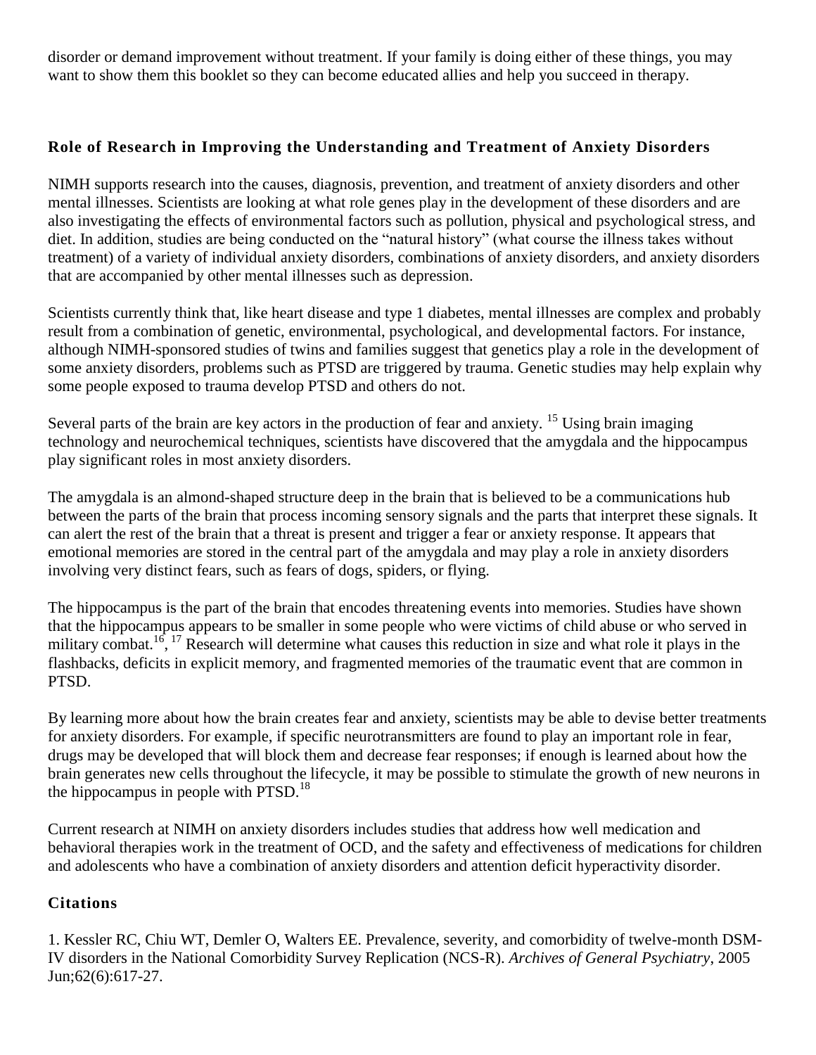disorder or demand improvement without treatment. If your family is doing either of these things, you may want to show them this booklet so they can become educated allies and help you succeed in therapy.

## Role of Research in Improving the Understanding and Treatment of Anxiety Disorders

NIMH supports research into the causes, diagnosis, prevention, and treatment of anxiety disorders and other mental illnesses. Scientists are looking at what role genes play in the development of these disorders and are also investigating the effects of environmental factors such as pollution, physical and psychological stress, and diet. In addition, studies are being conducted on the "natural history" (what course the illness takes without treatment) of a variety of individual anxiety disorders, combinations of anxiety disorders, and anxiety disorders that are accompanied by other mental illnesses such as depression.

Scientists currently think that, like heart disease and type 1 diabetes, mental illnesses are complex and probably result from a combination of genetic, environmental, psychological, and developmental factors. For instance, although NIMH-sponsored studies of twins and families suggest that genetics play a role in the development of some anxiety disorders, problems such as PTSD are triggered by trauma. Genetic studies may help explain why some people exposed to trauma develop PTSD and others do not.

Several parts of the brain are key actors in the production of fear and anxiety. [15] Using brain imaging technology and neurochemical techniques, scientists have discovered that the amygdala and the hippocampus play significant roles in most anxiety disorders.

The amygdala is an almond-shaped structure deep in the brain that is believed to be a communications hub between the parts of the brain that process incoming sensory signals and the parts that interpret these signals. It can alert the rest of the brain that a threat is present and trigger a fear or anxiety response. It appears that emotional memories are stored in the central part of the amygdala and may play a role in anxiety disorders involving very distinct fears, such as fears of dogs, spiders, or flying.

The hippocampus is the part of the brain that encodes threatening events into memories. Studies have shown that the hippocampus appears to be smaller in some people who were victims of child abuse or who served in military combat.[16, 17] Research will determine what causes this reduction in size and what role it plays in the flashbacks, deficits in explicit memory, and fragmented memories of the traumatic event that are common in PTSD.

By learning more about how the brain creates fear and anxiety, scientists may be able to devise better treatments for anxiety disorders. For example, if specific neurotransmitters are found to play an important role in fear, drugs may be developed that will block them and decrease fear responses; if enough is learned about how the brain generates new cells throughout the lifecycle, it may be possible to stimulate the growth of new neurons in the hippocampus in people with PTSD.[18]

Current research at NIMH on anxiety disorders includes studies that address how well medication and behavioral therapies work in the treatment of OCD, and the safety and effectiveness of medications for children and adolescents who have a combination of anxiety disorders and attention deficit hyperactivity disorder.

## Citations

1. Kessler RC, Chiu WT, Demler O, Walters EE. Prevalence, severity, and comorbidity of twelve-month DSM-IV disorders in the National Comorbidity Survey Replication (NCS-R). *Archives of General Psychiatry*, 2005 Jun;62(6):617-27.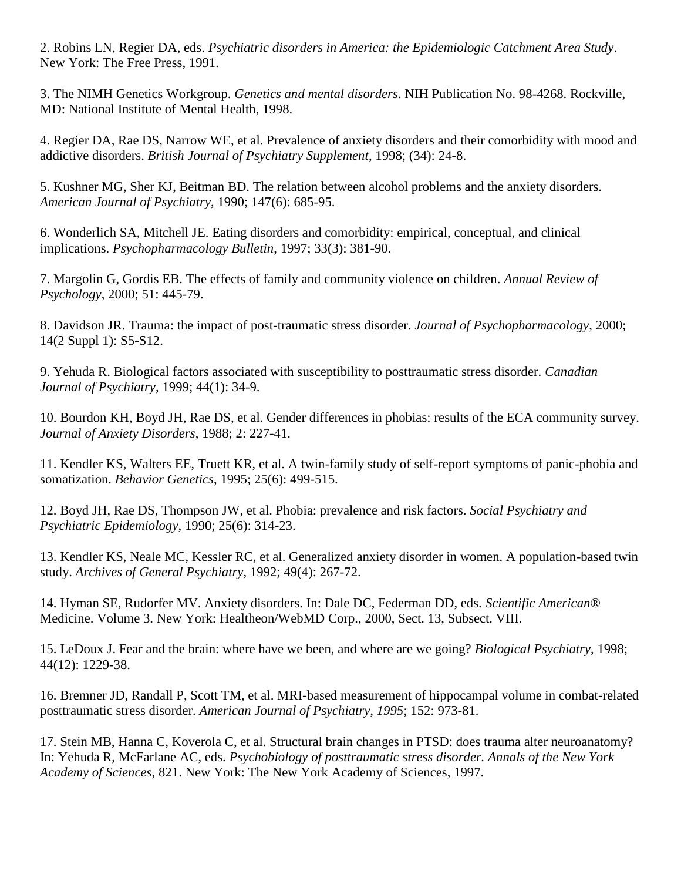2. Robins LN, Regier DA, eds. *Psychiatric disorders in America: the Epidemiologic Catchment Area Study*. New York: The Free Press, 1991.

3. The NIMH Genetics Workgroup. *Genetics and mental disorders*. NIH Publication No. 98-4268. Rockville, MD: National Institute of Mental Health, 1998.

4. Regier DA, Rae DS, Narrow WE, et al. Prevalence of anxiety disorders and their comorbidity with mood and addictive disorders. *British Journal of Psychiatry Supplement*, 1998; (34): 24-8.

5. Kushner MG, Sher KJ, Beitman BD. The relation between alcohol problems and the anxiety disorders. *American Journal of Psychiatry*, 1990; 147(6): 685-95.

6. Wonderlich SA, Mitchell JE. Eating disorders and comorbidity: empirical, conceptual, and clinical implications. *Psychopharmacology Bulletin*, 1997; 33(3): 381-90.

7. Margolin G, Gordis EB. The effects of family and community violence on children. *Annual Review of Psychology*, 2000; 51: 445-79.

8. Davidson JR. Trauma: the impact of post-traumatic stress disorder. *Journal of Psychopharmacology*, 2000; 14(2 Suppl 1): S5-S12.

9. Yehuda R. Biological factors associated with susceptibility to posttraumatic stress disorder. *Canadian Journal of Psychiatry*, 1999; 44(1): 34-9.

10. Bourdon KH, Boyd JH, Rae DS, et al. Gender differences in phobias: results of the ECA community survey. *Journal of Anxiety Disorders*, 1988; 2: 227-41.

11. Kendler KS, Walters EE, Truett KR, et al. A twin-family study of self-report symptoms of panic-phobia and somatization. *Behavior Genetics*, 1995; 25(6): 499-515.

12. Boyd JH, Rae DS, Thompson JW, et al. Phobia: prevalence and risk factors. *Social Psychiatry and Psychiatric Epidemiology*, 1990; 25(6): 314-23.

13. Kendler KS, Neale MC, Kessler RC, et al. Generalized anxiety disorder in women. A population-based twin study. *Archives of General Psychiatry*, 1992; 49(4): 267-72.

14. Hyman SE, Rudorfer MV. Anxiety disorders. In: Dale DC, Federman DD, eds. *Scientific American®* Medicine. Volume 3. New York: Healtheon/WebMD Corp., 2000, Sect. 13, Subsect. VIII.

15. LeDoux J. Fear and the brain: where have we been, and where are we going? *Biological Psychiatry*, 1998; 44(12): 1229-38.

16. Bremner JD, Randall P, Scott TM, et al. MRI-based measurement of hippocampal volume in combat-related posttraumatic stress disorder. *American Journal of Psychiatry, 1995*; 152: 973-81.

17. Stein MB, Hanna C, Koverola C, et al. Structural brain changes in PTSD: does trauma alter neuroanatomy? In: Yehuda R, McFarlane AC, eds. *Psychobiology of posttraumatic stress disorder. Annals of the New York Academy of Sciences*, 821. New York: The New York Academy of Sciences, 1997.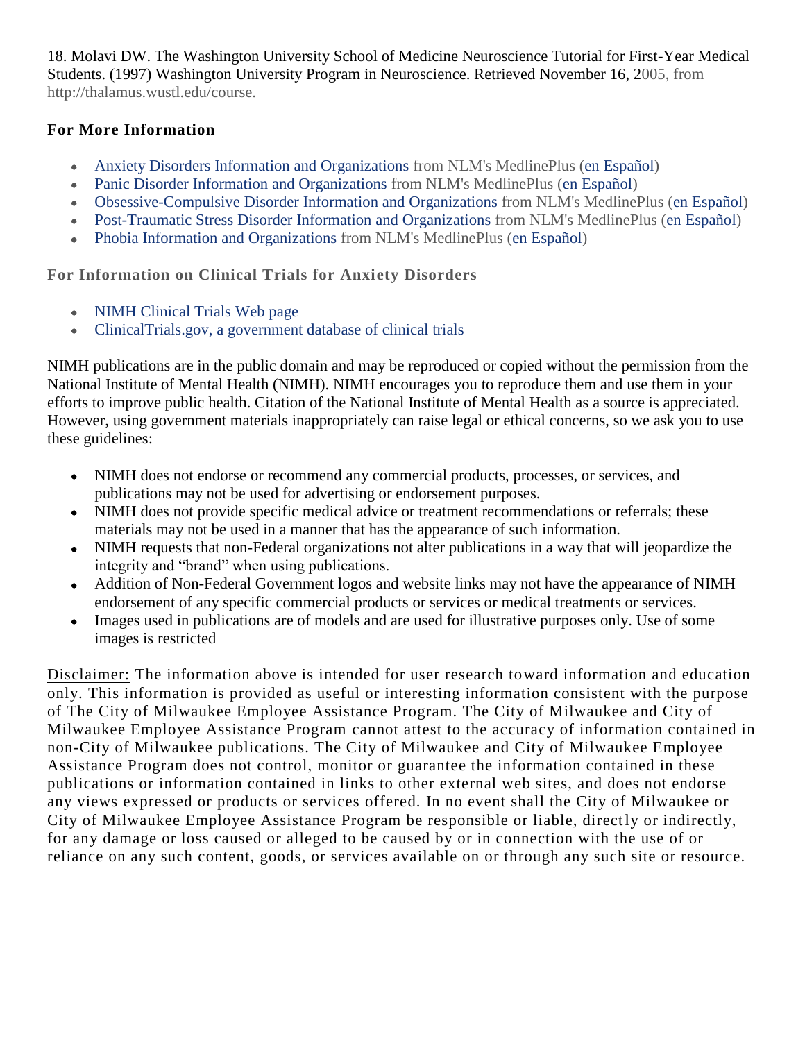18. Molavi DW. The Washington University School of Medicine Neuroscience Tutorial for First-Year Medical Students. (1997) Washington University Program in Neuroscience. Retrieved November 16, 2005, from http://thalamus.wustl.edu/course.

### For More Information

- Anxiety Disorders Information and Organizations from NLM's MedlinePlus (en Español)
- Panic Disorder Information and Organizations from NLM's MedlinePlus (en Español)
- Obsessive-Compulsive Disorder Information and Organizations from NLM's MedlinePlus (en Español)
- Post-Traumatic Stress Disorder Information and Organizations from NLM's MedlinePlus (en Español)
- Phobia Information and Organizations from NLM's MedlinePlus (en Español)

### For Information on Clinical Trials for Anxiety Disorders

- NIMH Clinical Trials Web page
- ClinicalTrials.gov, a government database of clinical trials

NIMH publications are in the public domain and may be reproduced or copied without the permission from the National Institute of Mental Health (NIMH). NIMH encourages you to reproduce them and use them in your efforts to improve public health. Citation of the National Institute of Mental Health as a source is appreciated. However, using government materials inappropriately can raise legal or ethical concerns, so we ask you to use these guidelines:

- NIMH does not endorse or recommend any commercial products, processes, or services, and publications may not be used for advertising or endorsement purposes.
- NIMH does not provide specific medical advice or treatment recommendations or referrals; these materials may not be used in a manner that has the appearance of such information.
- NIMH requests that non-Federal organizations not alter publications in a way that will jeopardize the integrity and "brand" when using publications.
- Addition of Non-Federal Government logos and website links may not have the appearance of NIMH endorsement of any specific commercial products or services or medical treatments or services.
- Images used in publications are of models and are used for illustrative purposes only. Use of some images is restricted

Disclaimer: The information above is intended for user research toward information and education only. This information is provided as useful or interesting information consistent with the purpose of The City of Milwaukee Employee Assistance Program. The City of Milwaukee and City of Milwaukee Employee Assistance Program cannot attest to the accuracy of information contained in non-City of Milwaukee publications. The City of Milwaukee and City of Milwaukee Employee Assistance Program does not control, monitor or guarantee the information contained in these publications or information contained in links to other external web sites, and does not endorse any views expressed or products or services offered. In no event shall the City of Milwaukee or City of Milwaukee Employee Assistance Program be responsible or liable, directly or indirectly, for any damage or loss caused or alleged to be caused by or in connection with the use of or reliance on any such content, goods, or services available on or through any such site or resource.